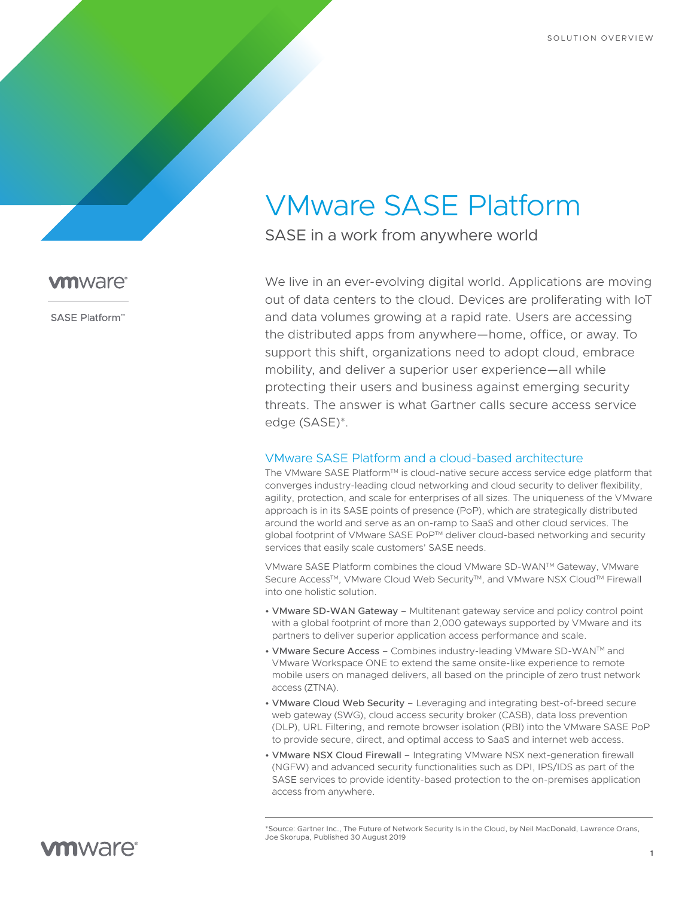SOLUTION OVERVIEW

vmware®

SASE Platform™

# VMware SASE Platform

## SASE in a work from anywhere world

We live in an ever-evolving digital world. Applications are moving out of data centers to the cloud. Devices are proliferating with IoT and data volumes growing at a rapid rate. Users are accessing the distributed apps from anywhere—home, office, or away. To support this shift, organizations need to adopt cloud, embrace mobility, and deliver a superior user experience—all while protecting their users and business against emerging security threats. The answer is what Gartner calls secure access service edge (SASE)*.

### VMware SASE Platform and a cloud-based architecture

The VMware SASE Platform™ is cloud-native secure access service edge platform that converges industry-leading cloud networking and cloud security to deliver flexibility, agility, protection, and scale for enterprises of all sizes. The uniqueness of the VMware approach is in its SASE points of presence (PoP), which are strategically distributed around the world and serve as an on-ramp to SaaS and other cloud services. The global footprint of VMware SASE PoP™ deliver cloud-based networking and security services that easily scale customers' SASE needs.

VMware SASE Platform combines the cloud VMware SD-WAN™ Gateway, VMware Secure Access™, VMware Cloud Web Security™, and VMware NSX Cloud™ Firewall into one holistic solution.

- VMware SD-WAN Gateway – Multitenant gateway service and policy control point with a global footprint of more than 2,000 gateways supported by VMware and its partners to deliver superior application access performance and scale.
- VMware Secure Access – Combines industry-leading VMware SD-WAN™ and VMware Workspace ONE to extend the same onsite-like experience to remote mobile users on managed delivers, all based on the principle of zero trust network access (ZTNA).
- VMware Cloud Web Security – Leveraging and integrating best-of-breed secure web gateway (SWG), cloud access security broker (CASB), data loss prevention (DLP), URL Filtering, and remote browser isolation (RBI) into the VMware SASE PoP to provide secure, direct, and optimal access to SaaS and internet web access.
- VMware NSX Cloud Firewall – Integrating VMware NSX next-generation firewall (NGFW) and advanced security functionalities such as DPI, IPS/IDS as part of the SASE services to provide identity-based protection to the on-premises application access from anywhere.

*Source: Gartner Inc., The Future of Network Security Is in the Cloud, by Neil MacDonald, Lawrence Orans, Joe Skorupa, Published 30 August 2019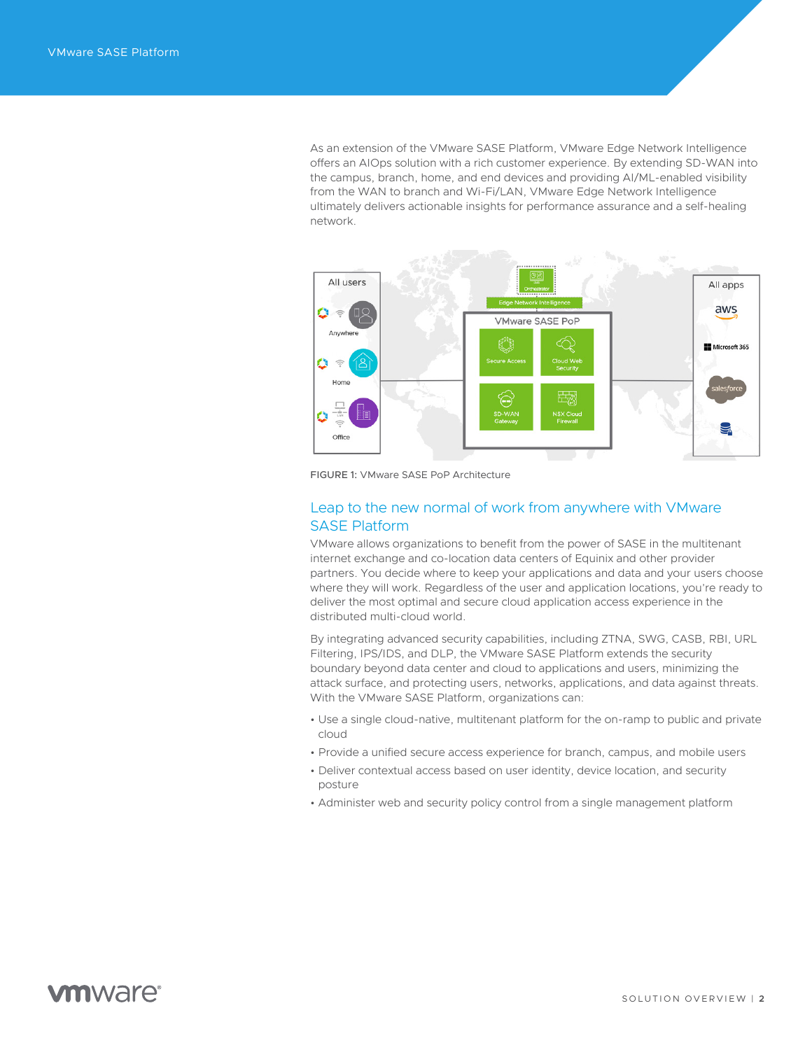As an extension of the VMware SASE Platform, VMware Edge Network Intelligence offers an AIOps solution with a rich customer experience. By extending SD-WAN into the campus, branch, home, and end devices and providing AI/ML-enabled visibility from the WAN to branch and Wi-Fi/LAN, VMware Edge Network Intelligence ultimately delivers actionable insights for performance assurance and a self-healing network.

FIGURE 1: VMware SASE PoP Architecture

## Leap to the new normal of work from anywhere with VMware SASE Platform

VMware allows organizations to benefit from the power of SASE in the multitenant internet exchange and co-location data centers of Equinix and other provider partners. You decide where to keep your applications and data and your users choose where they will work. Regardless of the user and application locations, you're ready to deliver the most optimal and secure cloud application access experience in the distributed multi-cloud world.

By integrating advanced security capabilities, including ZTNA, SWG, CASB, RBI, URL Filtering, IPS/IDS, and DLP, the VMware SASE Platform extends the security boundary beyond data center and cloud to applications and users, minimizing the attack surface, and protecting users, networks, applications, and data against threats. With the VMware SASE Platform, organizations can:

- Use a single cloud-native, multitenant platform for the on-ramp to public and private cloud
- Provide a unified secure access experience for branch, campus, and mobile users
- Deliver contextual access based on user identity, device location, and security posture
- Administer web and security policy control from a single management platform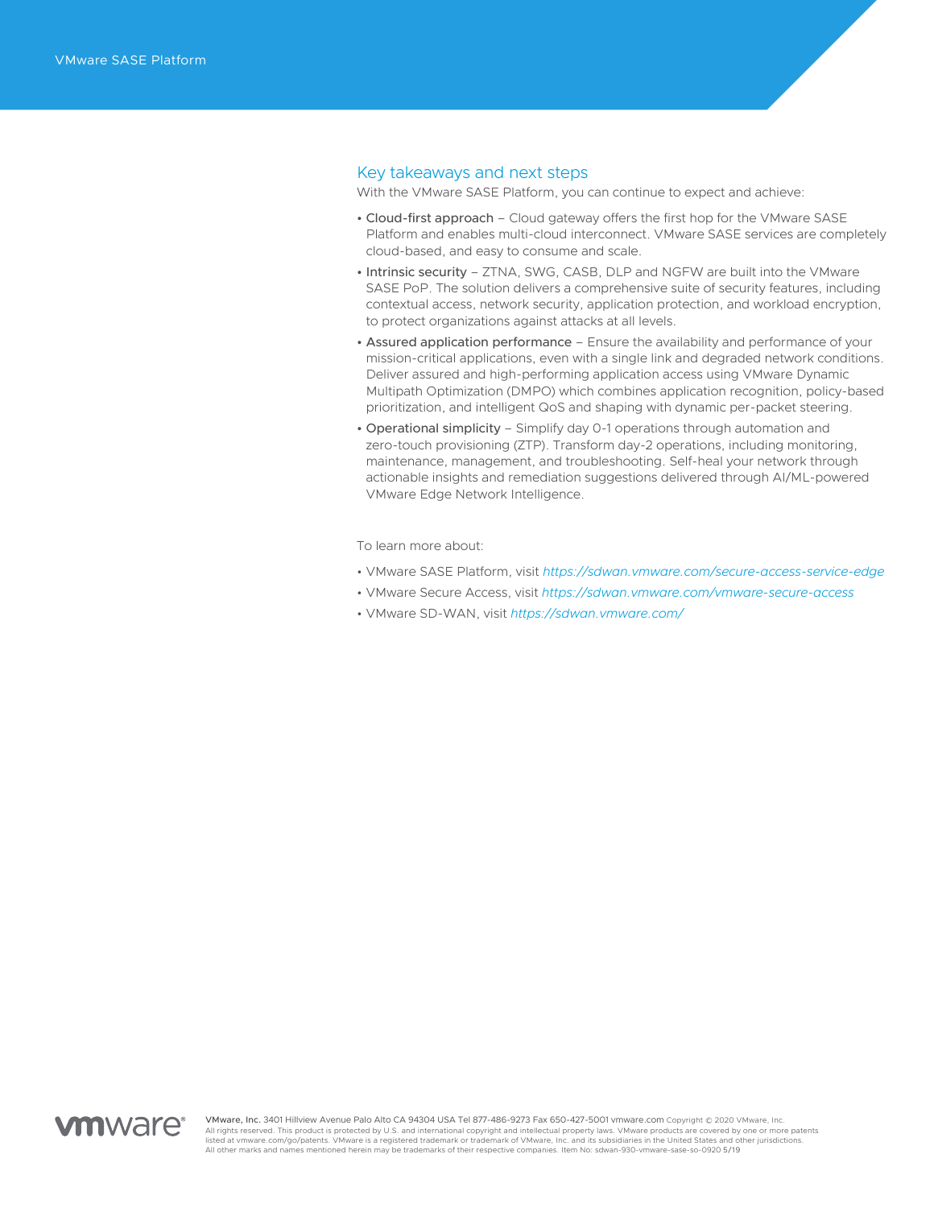## Key takeaways and next steps

With the VMware SASE Platform, you can continue to expect and achieve:

- Cloud-first approach – Cloud gateway offers the first hop for the VMware SASE Platform and enables multi-cloud interconnect. VMware SASE services are completely cloud-based, and easy to consume and scale.
- Intrinsic security – ZTNA, SWG, CASB, DLP and NGFW are built into the VMware SASE PoP. The solution delivers a comprehensive suite of security features, including contextual access, network security, application protection, and workload encryption, to protect organizations against attacks at all levels.
- Assured application performance – Ensure the availability and performance of your mission-critical applications, even with a single link and degraded network conditions. Deliver assured and high-performing application access using VMware Dynamic Multipath Optimization (DMPO) which combines application recognition, policy-based prioritization, and intelligent QoS and shaping with dynamic per-packet steering.
- Operational simplicity – Simplify day 0-1 operations through automation and zero-touch provisioning (ZTP). Transform day-2 operations, including monitoring, maintenance, management, and troubleshooting. Self-heal your network through actionable insights and remediation suggestions delivered through AI/ML-powered VMware Edge Network Intelligence.

To learn more about:

- VMware SASE Platform, visit *https://sdwan.vmware.com/secure-access-service-edge*
- VMware Secure Access, visit *https://sdwan.vmware.com/vmware-secure-access*
- VMware SD-WAN, visit *https://sdwan.vmware.com/*

VMware, Inc. 3401 Hillview Avenue Palo Alto CA 94304 USA Tel 877-486-9273 Fax 650-427-5001 vmware.com Copyright © 2020 VMware, Inc. All rights reserved. This product is protected by U.S. and international copyright and intellectual property laws. VMware products are covered by one or more patents listed at vmware.com/go/patents. VMware is a registered trademark or trademark of VMware, Inc. and its subsidiaries in the United States and other jurisdictions. All other marks and names mentioned herein may be trademarks of their respective companies. Item No: sdwan-930-vmware-sase-so-0920 5/19